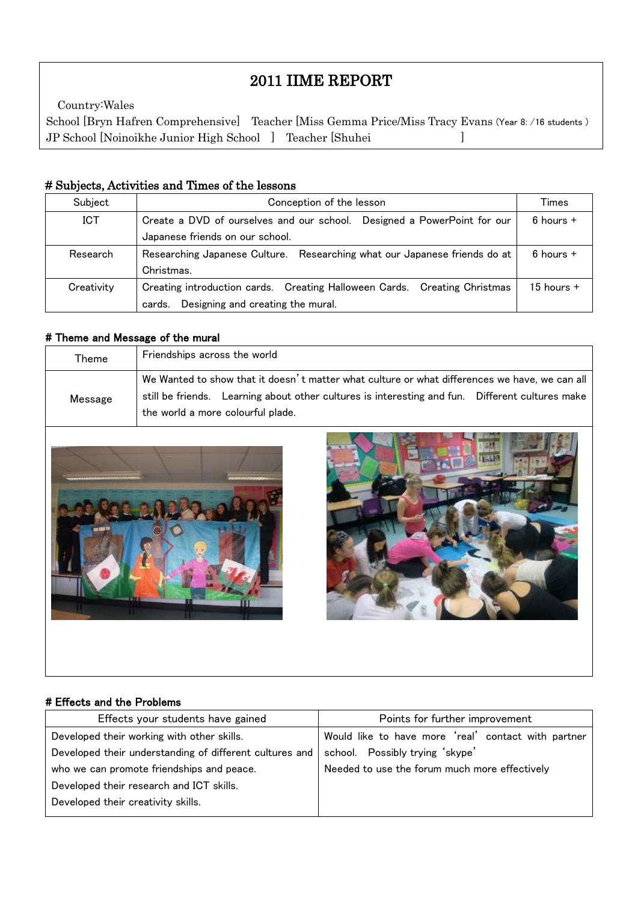# 2011 IIME REPORT

Country:Wales

School [Bryn Hafren Comprehensive]　Teacher [Miss Gemma Price/Miss Tracy Evans (Year 8: /16 students )

JP School [Noinoikhe Junior High School　]　Teacher [Shuhei　　　　　　　]

## # Subjects, Activities and Times of the lessons

| Subject | Conception of the lesson | Times |
|---|---|---|
| ICT | Create a DVD of ourselves and our school.　Designed a PowerPoint for our Japanese friends on our school. | 6 hours + |
| Research | Researching Japanese Culture.　Researching what our Japanese friends do at Christmas. | 6 hours + |
| Creativity | Creating introduction cards.　Creating Halloween Cards.　Creating Christmas cards.　Designing and creating the mural. | 15 hours + |

## # Theme and Message of the mural

| Theme | Friendships across the world |
|---|---|
| Message | We Wanted to show that it doesn't matter what culture or what differences we have, we can all still be friends.　Learning about other cultures is interesting and fun.　Different cultures make the world a more colourful plade. |

## # Effects and the Problems

| Effects your students have gained | Points for further improvement |
|---|---|
| Developed their working with other skills.<br>Developed their understanding of different cultures and who we can promote friendships and peace.<br>Developed their research and ICT skills.<br>Developed their creativity skills. | Would like to have more 'real' contact with partner school.　Possibly trying 'skype'<br>Needed to use the forum much more effectively |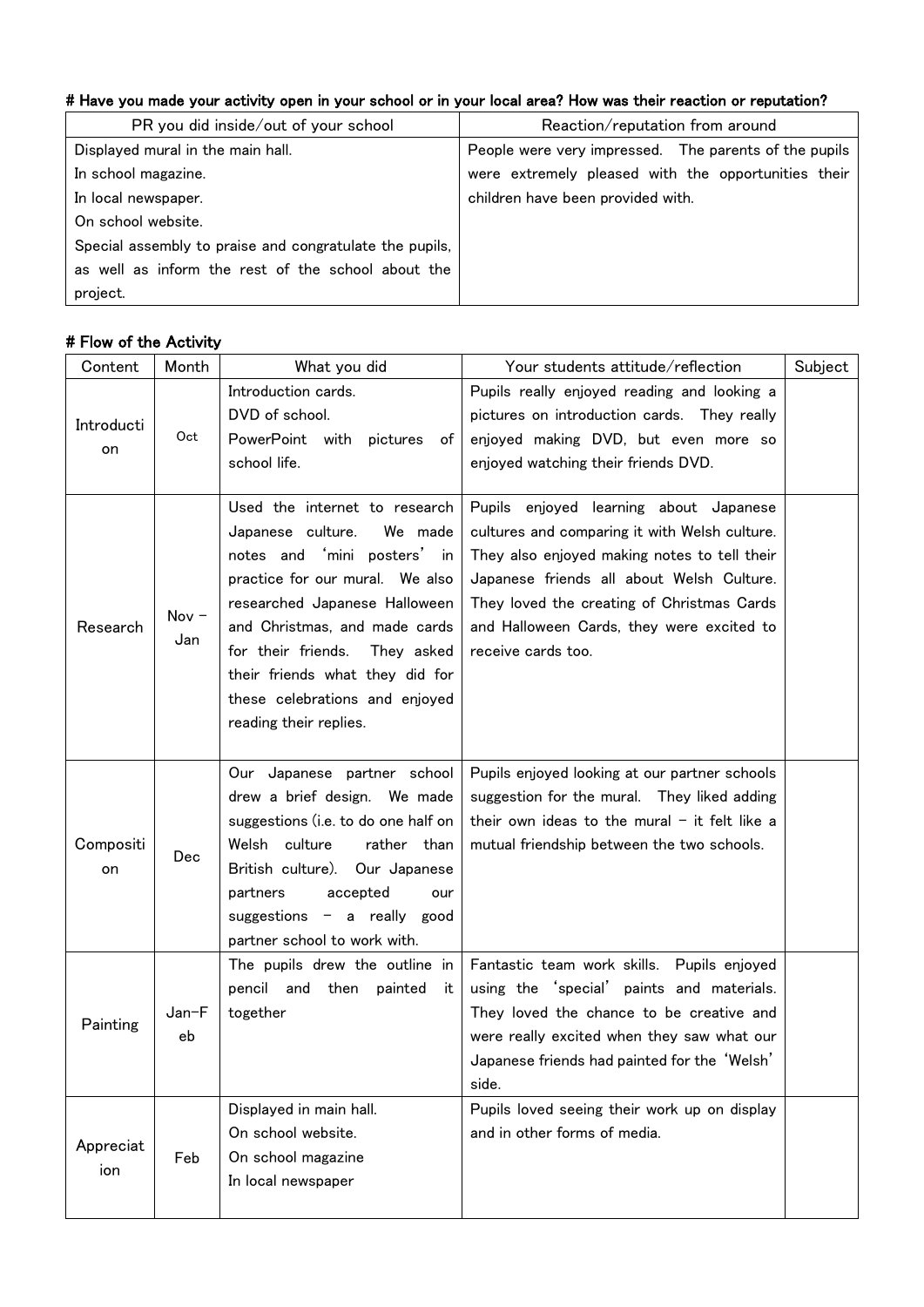# Have you made your activity open in your school or in your local area? How was their reaction or reputation?

| PR you did inside/out of your school | Reaction/reputation from around |
| --- | --- |
| Displayed mural in the main hall.<br>In school magazine.<br>In local newspaper.<br>On school website.<br>Special assembly to praise and congratulate the pupils, as well as inform the rest of the school about the project. | People were very impressed. The parents of the pupils were extremely pleased with the opportunities their children have been provided with. |

# Flow of the Activity

| Content | Month | What you did | Your students attitude/reflection | Subject |
| --- | --- | --- | --- | --- |
| Introduction | Oct | Introduction cards.<br>DVD of school.<br>PowerPoint with pictures of school life. | Pupils really enjoyed reading and looking a pictures on introduction cards. They really enjoyed making DVD, but even more so enjoyed watching their friends DVD. | |
| Research | Nov – Jan | Used the internet to research Japanese culture. We made notes and 'mini posters' in practice for our mural. We also researched Japanese Halloween and Christmas, and made cards for their friends. They asked their friends what they did for these celebrations and enjoyed reading their replies. | Pupils enjoyed learning about Japanese cultures and comparing it with Welsh culture. They also enjoyed making notes to tell their Japanese friends all about Welsh Culture. They loved the creating of Christmas Cards and Halloween Cards, they were excited to receive cards too. | |
| Composition | Dec | Our Japanese partner school drew a brief design. We made suggestions (i.e. to do one half on Welsh culture rather than British culture). Our Japanese partners accepted our suggestions – a really good partner school to work with. | Pupils enjoyed looking at our partner schools suggestion for the mural. They liked adding their own ideas to the mural – it felt like a mutual friendship between the two schools. | |
| Painting | Jan–Feb | The pupils drew the outline in pencil and then painted it together | Fantastic team work skills. Pupils enjoyed using the 'special' paints and materials. They loved the chance to be creative and were really excited when they saw what our Japanese friends had painted for the 'Welsh' side. | |
| Appreciation | Feb | Displayed in main hall.<br>On school website.<br>On school magazine<br>In local newspaper | Pupils loved seeing their work up on display and in other forms of media. | |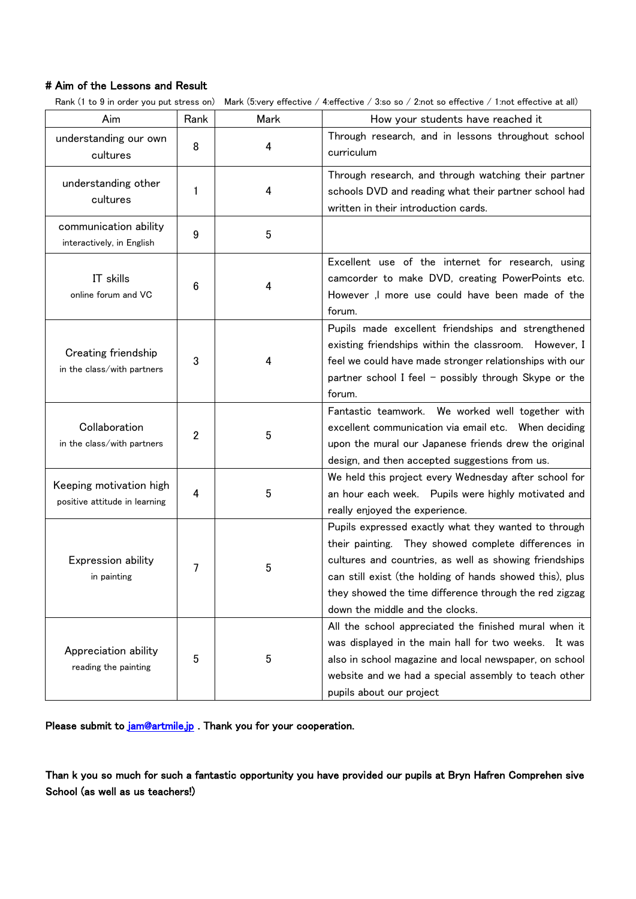# Aim of the Lessons and Result

Rank (1 to 9 in order you put stress on)　Mark (5:very effective / 4:effective / 3:so so / 2:not so effective / 1:not effective at all)

| Aim | Rank | Mark | How your students have reached it |
|---|---|---|---|
| understanding our own cultures | 8 | 4 | Through research, and in lessons throughout school curriculum |
| understanding other cultures | 1 | 4 | Through research, and through watching their partner schools DVD and reading what their partner school had written in their introduction cards. |
| communication ability interactively, in English | 9 | 5 | |
| IT skills online forum and VC | 6 | 4 | Excellent use of the internet for research, using camcorder to make DVD, creating PowerPoints etc. However ,I more use could have been made of the forum. |
| Creating friendship in the class/with partners | 3 | 4 | Pupils made excellent friendships and strengthened existing friendships within the classroom. However, I feel we could have made stronger relationships with our partner school I feel – possibly through Skype or the forum. |
| Collaboration in the class/with partners | 2 | 5 | Fantastic teamwork. We worked well together with excellent communication via email etc. When deciding upon the mural our Japanese friends drew the original design, and then accepted suggestions from us. |
| Keeping motivation high positive attitude in learning | 4 | 5 | We held this project every Wednesday after school for an hour each week. Pupils were highly motivated and really enjoyed the experience. |
| Expression ability in painting | 7 | 5 | Pupils expressed exactly what they wanted to through their painting. They showed complete differences in cultures and countries, as well as showing friendships can still exist (the holding of hands showed this), plus they showed the time difference through the red zigzag down the middle and the clocks. |
| Appreciation ability reading the painting | 5 | 5 | All the school appreciated the finished mural when it was displayed in the main hall for two weeks. It was also in school magazine and local newspaper, on school website and we had a special assembly to teach other pupils about our project |

**Please submit to jam@artmile.jp . Thank you for your cooperation.**

**Than k you so much for such a fantastic opportunity you have provided our pupils at Bryn Hafren Comprehen sive School (as well as us teachers!)**